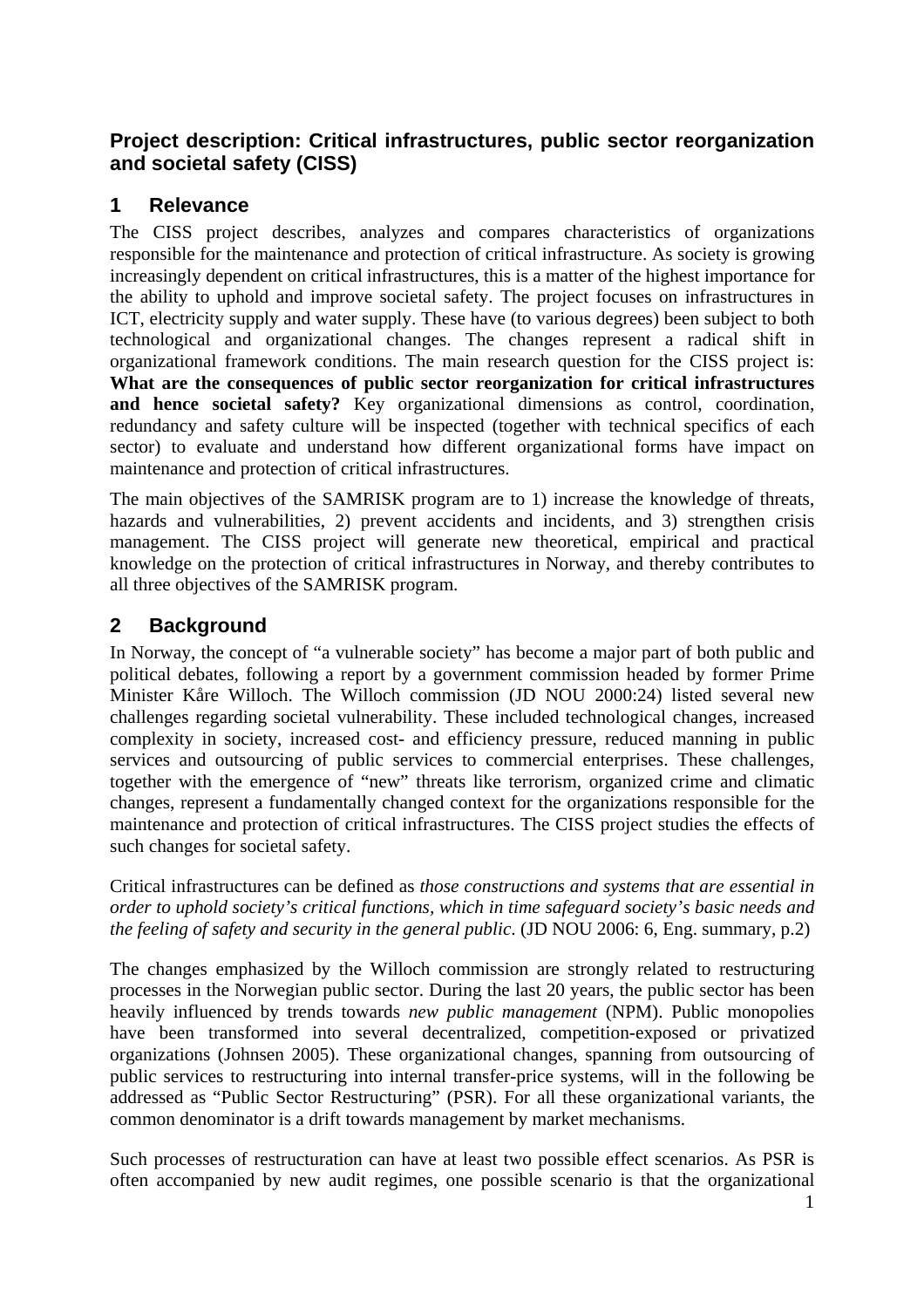# Project description: Critical infrastructures, public sector reorganization and societal safety (CISS)

## 1 Relevance

The CISS project describes, analyzes and compares characteristics of organizations responsible for the maintenance and protection of critical infrastructure. As society is growing increasingly dependent on critical infrastructures, this is a matter of the highest importance for the ability to uphold and improve societal safety. The project focuses on infrastructures in ICT, electricity supply and water supply. These have (to various degrees) been subject to both technological and organizational changes. The changes represent a radical shift in organizational framework conditions. The main research question for the CISS project is: **What are the consequences of public sector reorganization for critical infrastructures and hence societal safety?** Key organizational dimensions as control, coordination, redundancy and safety culture will be inspected (together with technical specifics of each sector) to evaluate and understand how different organizational forms have impact on maintenance and protection of critical infrastructures.

The main objectives of the SAMRISK program are to 1) increase the knowledge of threats, hazards and vulnerabilities, 2) prevent accidents and incidents, and 3) strengthen crisis management. The CISS project will generate new theoretical, empirical and practical knowledge on the protection of critical infrastructures in Norway, and thereby contributes to all three objectives of the SAMRISK program.

## 2 Background

In Norway, the concept of "a vulnerable society" has become a major part of both public and political debates, following a report by a government commission headed by former Prime Minister Kåre Willoch. The Willoch commission (JD NOU 2000:24) listed several new challenges regarding societal vulnerability. These included technological changes, increased complexity in society, increased cost- and efficiency pressure, reduced manning in public services and outsourcing of public services to commercial enterprises. These challenges, together with the emergence of "new" threats like terrorism, organized crime and climatic changes, represent a fundamentally changed context for the organizations responsible for the maintenance and protection of critical infrastructures. The CISS project studies the effects of such changes for societal safety.

Critical infrastructures can be defined as *those constructions and systems that are essential in order to uphold society's critical functions, which in time safeguard society's basic needs and the feeling of safety and security in the general public.* (JD NOU 2006: 6, Eng. summary, p.2)

The changes emphasized by the Willoch commission are strongly related to restructuring processes in the Norwegian public sector. During the last 20 years, the public sector has been heavily influenced by trends towards *new public management* (NPM). Public monopolies have been transformed into several decentralized, competition-exposed or privatized organizations (Johnsen 2005). These organizational changes, spanning from outsourcing of public services to restructuring into internal transfer-price systems, will in the following be addressed as "Public Sector Restructuring" (PSR). For all these organizational variants, the common denominator is a drift towards management by market mechanisms.

Such processes of restructuration can have at least two possible effect scenarios. As PSR is often accompanied by new audit regimes, one possible scenario is that the organizational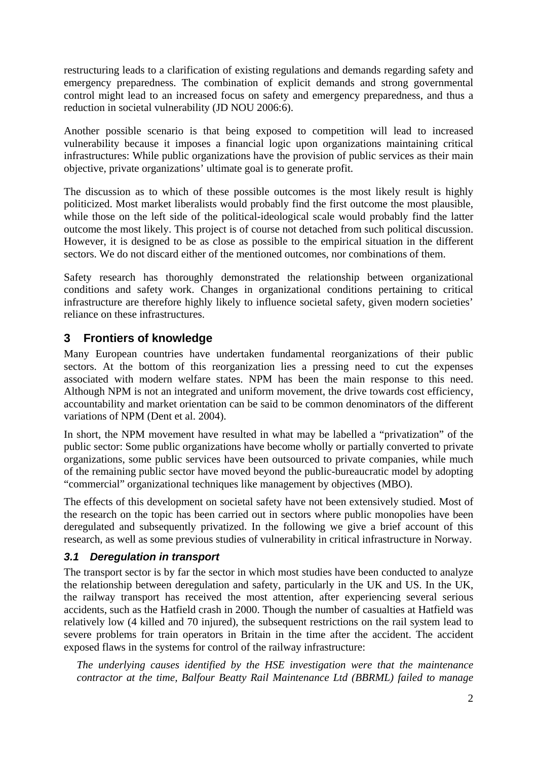restructuring leads to a clarification of existing regulations and demands regarding safety and emergency preparedness. The combination of explicit demands and strong governmental control might lead to an increased focus on safety and emergency preparedness, and thus a reduction in societal vulnerability (JD NOU 2006:6).

Another possible scenario is that being exposed to competition will lead to increased vulnerability because it imposes a financial logic upon organizations maintaining critical infrastructures: While public organizations have the provision of public services as their main objective, private organizations' ultimate goal is to generate profit.

The discussion as to which of these possible outcomes is the most likely result is highly politicized. Most market liberalists would probably find the first outcome the most plausible, while those on the left side of the political-ideological scale would probably find the latter outcome the most likely. This project is of course not detached from such political discussion. However, it is designed to be as close as possible to the empirical situation in the different sectors. We do not discard either of the mentioned outcomes, nor combinations of them.

Safety research has thoroughly demonstrated the relationship between organizational conditions and safety work. Changes in organizational conditions pertaining to critical infrastructure are therefore highly likely to influence societal safety, given modern societies' reliance on these infrastructures.

## 3 Frontiers of knowledge

Many European countries have undertaken fundamental reorganizations of their public sectors. At the bottom of this reorganization lies a pressing need to cut the expenses associated with modern welfare states. NPM has been the main response to this need. Although NPM is not an integrated and uniform movement, the drive towards cost efficiency, accountability and market orientation can be said to be common denominators of the different variations of NPM (Dent et al. 2004).

In short, the NPM movement have resulted in what may be labelled a "privatization" of the public sector: Some public organizations have become wholly or partially converted to private organizations, some public services have been outsourced to private companies, while much of the remaining public sector have moved beyond the public-bureaucratic model by adopting "commercial" organizational techniques like management by objectives (MBO).

The effects of this development on societal safety have not been extensively studied. Most of the research on the topic has been carried out in sectors where public monopolies have been deregulated and subsequently privatized. In the following we give a brief account of this research, as well as some previous studies of vulnerability in critical infrastructure in Norway.

### *3.1 Deregulation in transport*

The transport sector is by far the sector in which most studies have been conducted to analyze the relationship between deregulation and safety, particularly in the UK and US. In the UK, the railway transport has received the most attention, after experiencing several serious accidents, such as the Hatfield crash in 2000. Though the number of casualties at Hatfield was relatively low (4 killed and 70 injured), the subsequent restrictions on the rail system lead to severe problems for train operators in Britain in the time after the accident. The accident exposed flaws in the systems for control of the railway infrastructure:

> *The underlying causes identified by the HSE investigation were that the maintenance contractor at the time, Balfour Beatty Rail Maintenance Ltd (BBRML) failed to manage*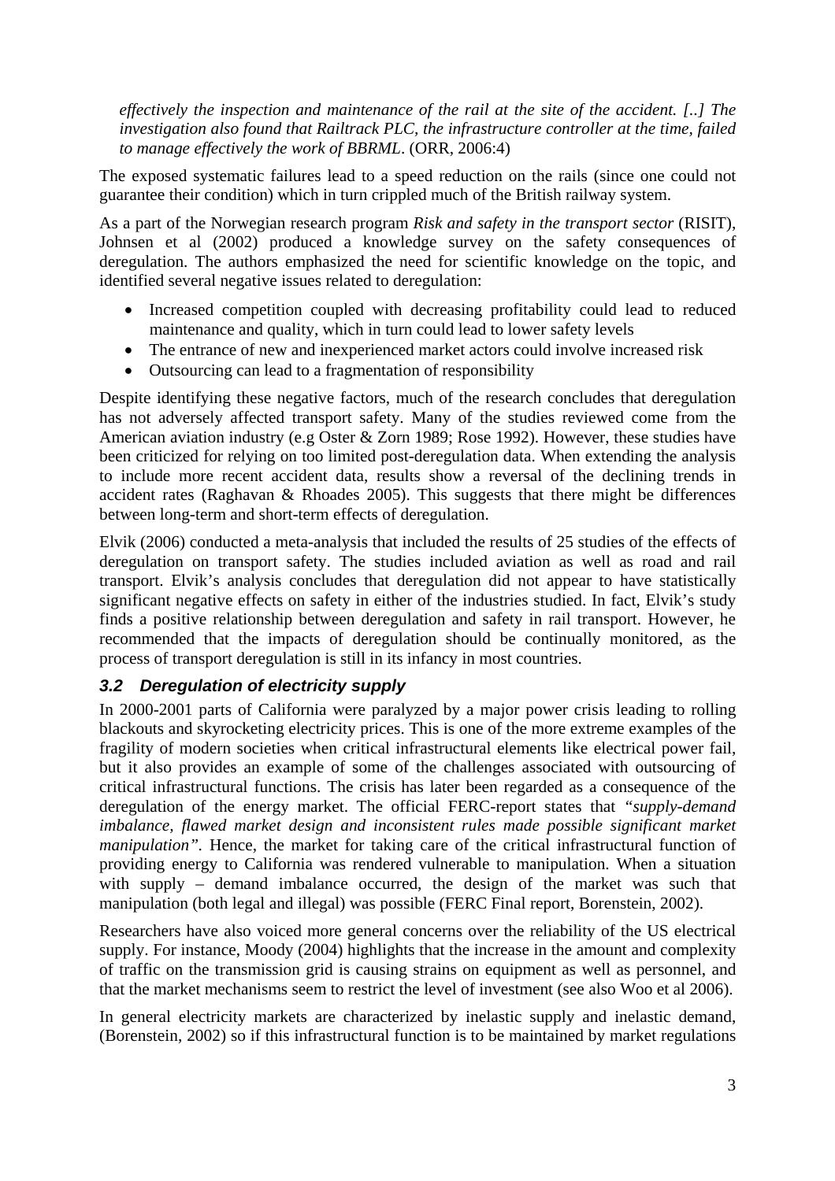*effectively the inspection and maintenance of the rail at the site of the accident. [..] The investigation also found that Railtrack PLC, the infrastructure controller at the time, failed to manage effectively the work of BBRML*. (ORR, 2006:4)

The exposed systematic failures lead to a speed reduction on the rails (since one could not guarantee their condition) which in turn crippled much of the British railway system.

As a part of the Norwegian research program *Risk and safety in the transport sector* (RISIT), Johnsen et al (2002) produced a knowledge survey on the safety consequences of deregulation. The authors emphasized the need for scientific knowledge on the topic, and identified several negative issues related to deregulation:

- Increased competition coupled with decreasing profitability could lead to reduced maintenance and quality, which in turn could lead to lower safety levels
- The entrance of new and inexperienced market actors could involve increased risk
- Outsourcing can lead to a fragmentation of responsibility

Despite identifying these negative factors, much of the research concludes that deregulation has not adversely affected transport safety. Many of the studies reviewed come from the American aviation industry (e.g Oster & Zorn 1989; Rose 1992). However, these studies have been criticized for relying on too limited post-deregulation data. When extending the analysis to include more recent accident data, results show a reversal of the declining trends in accident rates (Raghavan & Rhoades 2005). This suggests that there might be differences between long-term and short-term effects of deregulation.

Elvik (2006) conducted a meta-analysis that included the results of 25 studies of the effects of deregulation on transport safety. The studies included aviation as well as road and rail transport. Elvik's analysis concludes that deregulation did not appear to have statistically significant negative effects on safety in either of the industries studied. In fact, Elvik's study finds a positive relationship between deregulation and safety in rail transport. However, he recommended that the impacts of deregulation should be continually monitored, as the process of transport deregulation is still in its infancy in most countries.

### 3.2 Deregulation of electricity supply

In 2000-2001 parts of California were paralyzed by a major power crisis leading to rolling blackouts and skyrocketing electricity prices. This is one of the more extreme examples of the fragility of modern societies when critical infrastructural elements like electrical power fail, but it also provides an example of some of the challenges associated with outsourcing of critical infrastructural functions. The crisis has later been regarded as a consequence of the deregulation of the energy market. The official FERC-report states that *"supply-demand imbalance, flawed market design and inconsistent rules made possible significant market manipulation"*. Hence, the market for taking care of the critical infrastructural function of providing energy to California was rendered vulnerable to manipulation. When a situation with supply – demand imbalance occurred, the design of the market was such that manipulation (both legal and illegal) was possible (FERC Final report, Borenstein, 2002).

Researchers have also voiced more general concerns over the reliability of the US electrical supply. For instance, Moody (2004) highlights that the increase in the amount and complexity of traffic on the transmission grid is causing strains on equipment as well as personnel, and that the market mechanisms seem to restrict the level of investment (see also Woo et al 2006).

In general electricity markets are characterized by inelastic supply and inelastic demand, (Borenstein, 2002) so if this infrastructural function is to be maintained by market regulations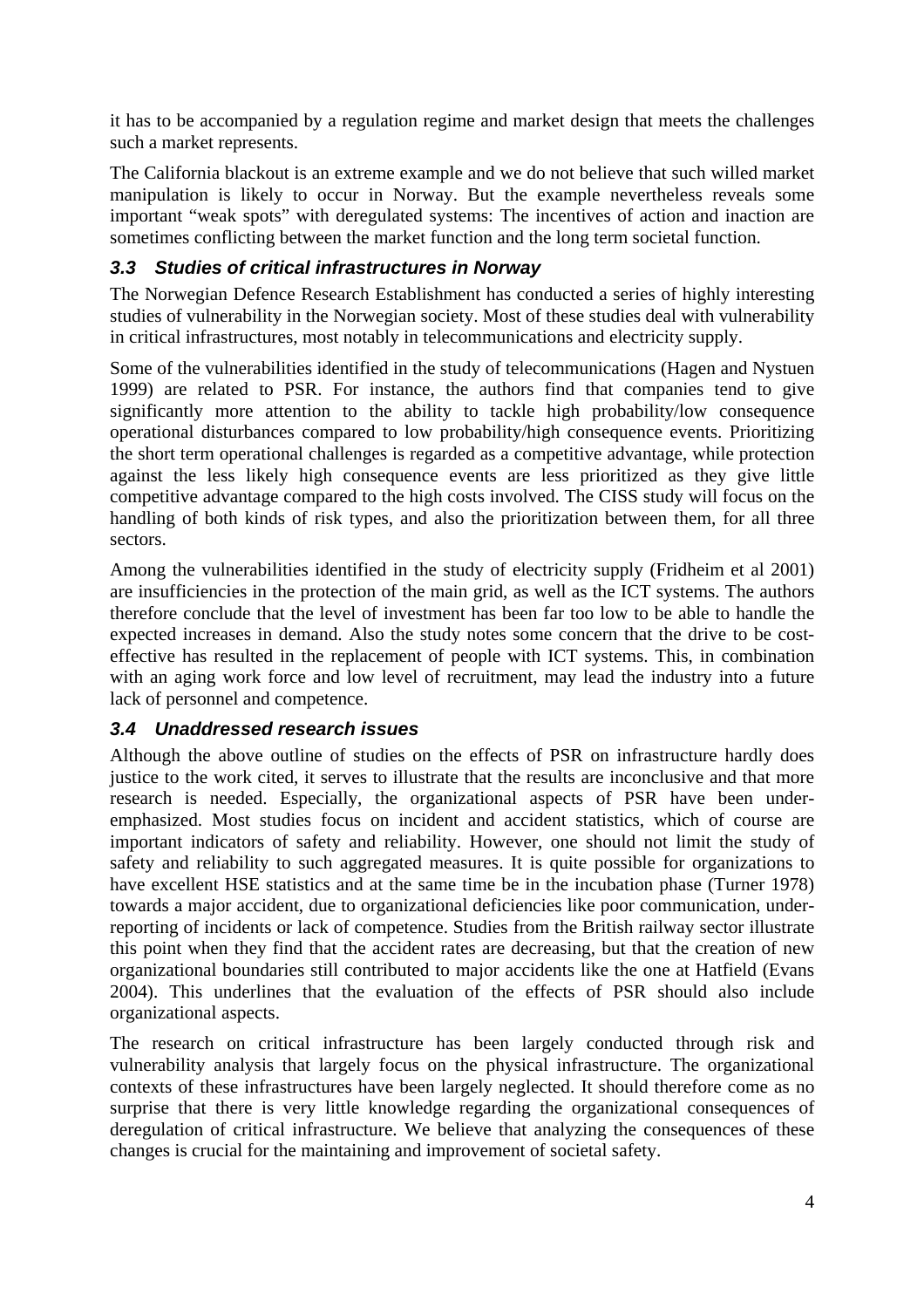it has to be accompanied by a regulation regime and market design that meets the challenges such a market represents.

The California blackout is an extreme example and we do not believe that such willed market manipulation is likely to occur in Norway. But the example nevertheless reveals some important "weak spots" with deregulated systems: The incentives of action and inaction are sometimes conflicting between the market function and the long term societal function.

### *3.3 Studies of critical infrastructures in Norway*

The Norwegian Defence Research Establishment has conducted a series of highly interesting studies of vulnerability in the Norwegian society. Most of these studies deal with vulnerability in critical infrastructures, most notably in telecommunications and electricity supply.

Some of the vulnerabilities identified in the study of telecommunications (Hagen and Nystuen 1999) are related to PSR. For instance, the authors find that companies tend to give significantly more attention to the ability to tackle high probability/low consequence operational disturbances compared to low probability/high consequence events. Prioritizing the short term operational challenges is regarded as a competitive advantage, while protection against the less likely high consequence events are less prioritized as they give little competitive advantage compared to the high costs involved. The CISS study will focus on the handling of both kinds of risk types, and also the prioritization between them, for all three sectors.

Among the vulnerabilities identified in the study of electricity supply (Fridheim et al 2001) are insufficiencies in the protection of the main grid, as well as the ICT systems. The authors therefore conclude that the level of investment has been far too low to be able to handle the expected increases in demand. Also the study notes some concern that the drive to be cost-effective has resulted in the replacement of people with ICT systems. This, in combination with an aging work force and low level of recruitment, may lead the industry into a future lack of personnel and competence.

### *3.4 Unaddressed research issues*

Although the above outline of studies on the effects of PSR on infrastructure hardly does justice to the work cited, it serves to illustrate that the results are inconclusive and that more research is needed. Especially, the organizational aspects of PSR have been under-emphasized. Most studies focus on incident and accident statistics, which of course are important indicators of safety and reliability. However, one should not limit the study of safety and reliability to such aggregated measures. It is quite possible for organizations to have excellent HSE statistics and at the same time be in the incubation phase (Turner 1978) towards a major accident, due to organizational deficiencies like poor communication, under-reporting of incidents or lack of competence. Studies from the British railway sector illustrate this point when they find that the accident rates are decreasing, but that the creation of new organizational boundaries still contributed to major accidents like the one at Hatfield (Evans 2004). This underlines that the evaluation of the effects of PSR should also include organizational aspects.

The research on critical infrastructure has been largely conducted through risk and vulnerability analysis that largely focus on the physical infrastructure. The organizational contexts of these infrastructures have been largely neglected. It should therefore come as no surprise that there is very little knowledge regarding the organizational consequences of deregulation of critical infrastructure. We believe that analyzing the consequences of these changes is crucial for the maintaining and improvement of societal safety.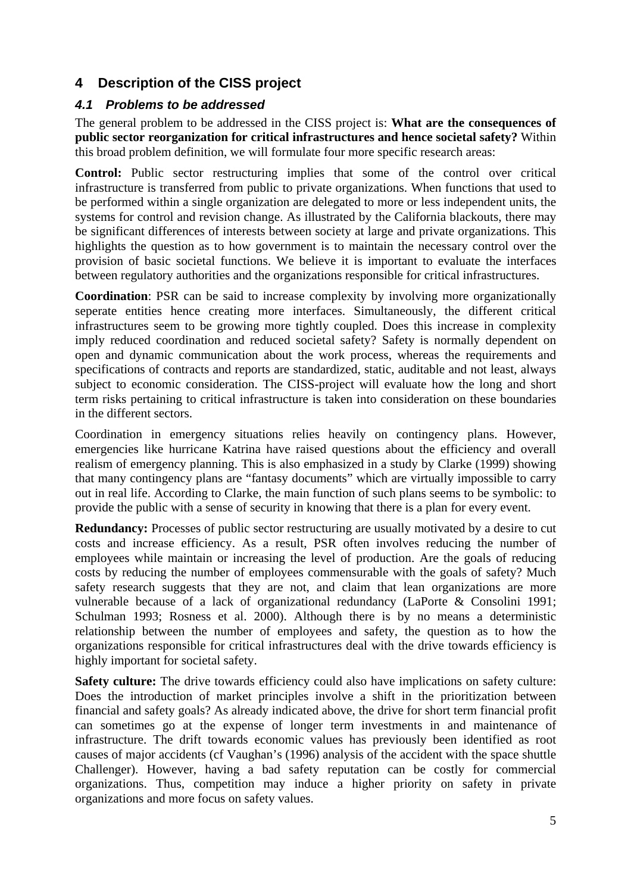## 4 Description of the CISS project

### *4.1 Problems to be addressed*

The general problem to be addressed in the CISS project is: **What are the consequences of public sector reorganization for critical infrastructures and hence societal safety?** Within this broad problem definition, we will formulate four more specific research areas:

**Control:** Public sector restructuring implies that some of the control over critical infrastructure is transferred from public to private organizations. When functions that used to be performed within a single organization are delegated to more or less independent units, the systems for control and revision change. As illustrated by the California blackouts, there may be significant differences of interests between society at large and private organizations. This highlights the question as to how government is to maintain the necessary control over the provision of basic societal functions. We believe it is important to evaluate the interfaces between regulatory authorities and the organizations responsible for critical infrastructures.

**Coordination**: PSR can be said to increase complexity by involving more organizationally seperate entities hence creating more interfaces. Simultaneously, the different critical infrastructures seem to be growing more tightly coupled. Does this increase in complexity imply reduced coordination and reduced societal safety? Safety is normally dependent on open and dynamic communication about the work process, whereas the requirements and specifications of contracts and reports are standardized, static, auditable and not least, always subject to economic consideration. The CISS-project will evaluate how the long and short term risks pertaining to critical infrastructure is taken into consideration on these boundaries in the different sectors.

Coordination in emergency situations relies heavily on contingency plans. However, emergencies like hurricane Katrina have raised questions about the efficiency and overall realism of emergency planning. This is also emphasized in a study by Clarke (1999) showing that many contingency plans are "fantasy documents" which are virtually impossible to carry out in real life. According to Clarke, the main function of such plans seems to be symbolic: to provide the public with a sense of security in knowing that there is a plan for every event.

**Redundancy:** Processes of public sector restructuring are usually motivated by a desire to cut costs and increase efficiency. As a result, PSR often involves reducing the number of employees while maintain or increasing the level of production. Are the goals of reducing costs by reducing the number of employees commensurable with the goals of safety? Much safety research suggests that they are not, and claim that lean organizations are more vulnerable because of a lack of organizational redundancy (LaPorte & Consolini 1991; Schulman 1993; Rosness et al. 2000). Although there is by no means a deterministic relationship between the number of employees and safety, the question as to how the organizations responsible for critical infrastructures deal with the drive towards efficiency is highly important for societal safety.

**Safety culture:** The drive towards efficiency could also have implications on safety culture: Does the introduction of market principles involve a shift in the prioritization between financial and safety goals? As already indicated above, the drive for short term financial profit can sometimes go at the expense of longer term investments in and maintenance of infrastructure. The drift towards economic values has previously been identified as root causes of major accidents (cf Vaughan's (1996) analysis of the accident with the space shuttle Challenger). However, having a bad safety reputation can be costly for commercial organizations. Thus, competition may induce a higher priority on safety in private organizations and more focus on safety values.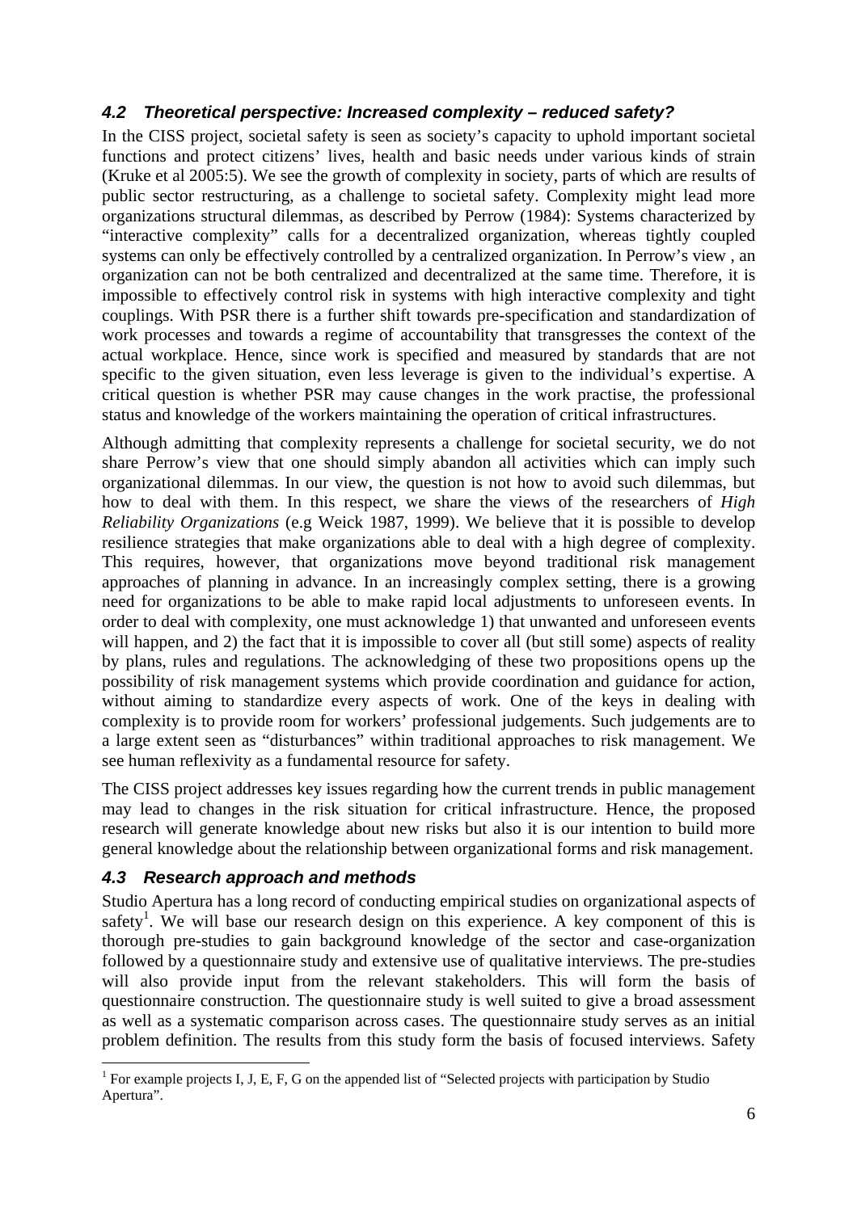### *4.2 Theoretical perspective: Increased complexity – reduced safety?*

In the CISS project, societal safety is seen as society's capacity to uphold important societal functions and protect citizens' lives, health and basic needs under various kinds of strain (Kruke et al 2005:5). We see the growth of complexity in society, parts of which are results of public sector restructuring, as a challenge to societal safety. Complexity might lead more organizations structural dilemmas, as described by Perrow (1984): Systems characterized by "interactive complexity" calls for a decentralized organization, whereas tightly coupled systems can only be effectively controlled by a centralized organization. In Perrow's view , an organization can not be both centralized and decentralized at the same time. Therefore, it is impossible to effectively control risk in systems with high interactive complexity and tight couplings. With PSR there is a further shift towards pre-specification and standardization of work processes and towards a regime of accountability that transgresses the context of the actual workplace. Hence, since work is specified and measured by standards that are not specific to the given situation, even less leverage is given to the individual's expertise. A critical question is whether PSR may cause changes in the work practise, the professional status and knowledge of the workers maintaining the operation of critical infrastructures.

Although admitting that complexity represents a challenge for societal security, we do not share Perrow's view that one should simply abandon all activities which can imply such organizational dilemmas. In our view, the question is not how to avoid such dilemmas, but how to deal with them. In this respect, we share the views of the researchers of *High Reliability Organizations* (e.g Weick 1987, 1999). We believe that it is possible to develop resilience strategies that make organizations able to deal with a high degree of complexity. This requires, however, that organizations move beyond traditional risk management approaches of planning in advance. In an increasingly complex setting, there is a growing need for organizations to be able to make rapid local adjustments to unforeseen events. In order to deal with complexity, one must acknowledge 1) that unwanted and unforeseen events will happen, and 2) the fact that it is impossible to cover all (but still some) aspects of reality by plans, rules and regulations. The acknowledging of these two propositions opens up the possibility of risk management systems which provide coordination and guidance for action, without aiming to standardize every aspects of work. One of the keys in dealing with complexity is to provide room for workers' professional judgements. Such judgements are to a large extent seen as "disturbances" within traditional approaches to risk management. We see human reflexivity as a fundamental resource for safety.

The CISS project addresses key issues regarding how the current trends in public management may lead to changes in the risk situation for critical infrastructure. Hence, the proposed research will generate knowledge about new risks but also it is our intention to build more general knowledge about the relationship between organizational forms and risk management.

### *4.3 Research approach and methods*

Studio Apertura has a long record of conducting empirical studies on organizational aspects of safety[1]. We will base our research design on this experience. A key component of this is thorough pre-studies to gain background knowledge of the sector and case-organization followed by a questionnaire study and extensive use of qualitative interviews. The pre-studies will also provide input from the relevant stakeholders. This will form the basis of questionnaire construction. The questionnaire study is well suited to give a broad assessment as well as a systematic comparison across cases. The questionnaire study serves as an initial problem definition. The results from this study form the basis of focused interviews. Safety

[1] For example projects I, J, E, F, G on the appended list of "Selected projects with participation by Studio Apertura".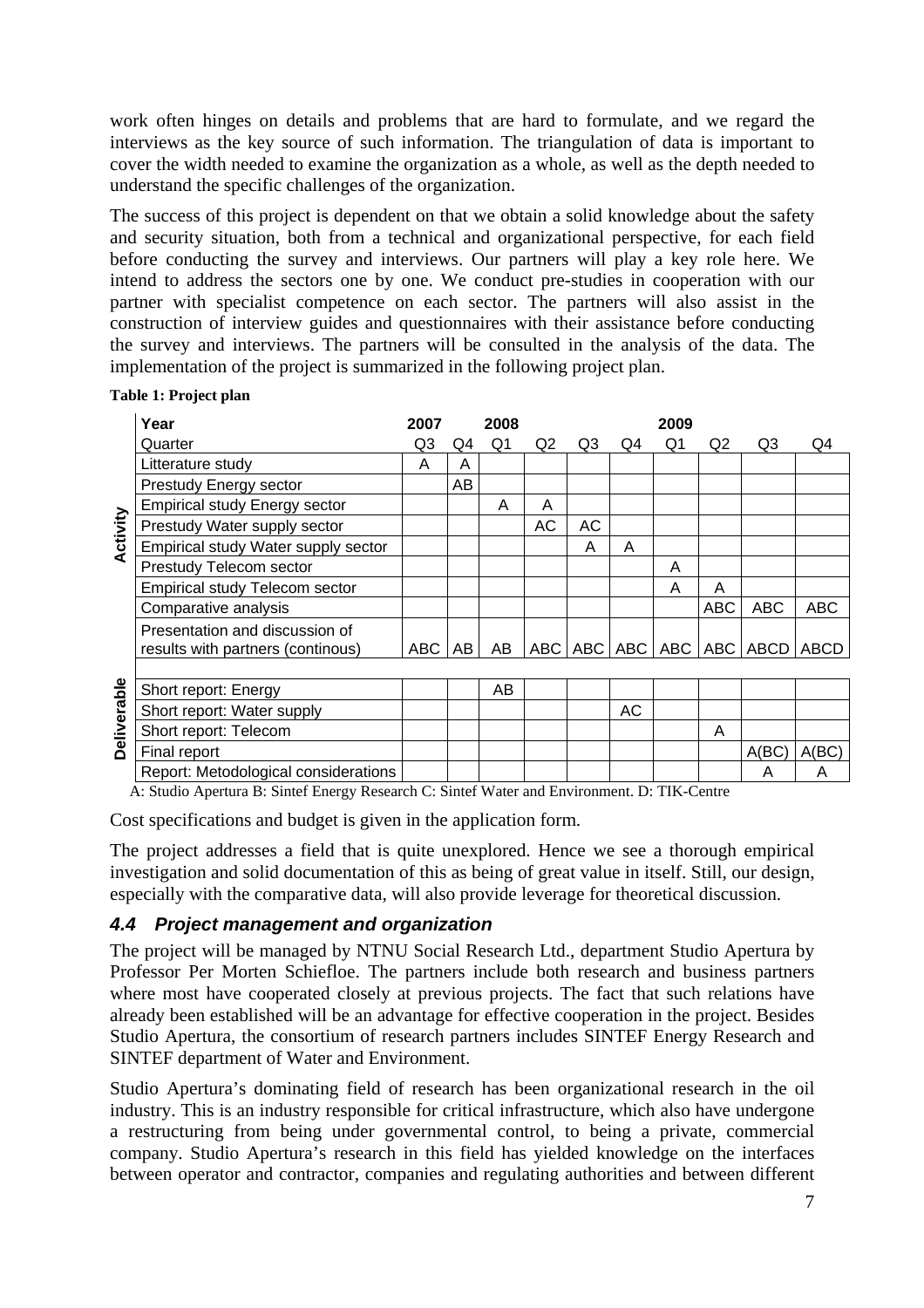work often hinges on details and problems that are hard to formulate, and we regard the interviews as the key source of such information. The triangulation of data is important to cover the width needed to examine the organization as a whole, as well as the depth needed to understand the specific challenges of the organization.

The success of this project is dependent on that we obtain a solid knowledge about the safety and security situation, both from a technical and organizational perspective, for each field before conducting the survey and interviews. Our partners will play a key role here. We intend to address the sectors one by one. We conduct pre-studies in cooperation with our partner with specialist competence on each sector. The partners will also assist in the construction of interview guides and questionnaires with their assistance before conducting the survey and interviews. The partners will be consulted in the analysis of the data. The implementation of the project is summarized in the following project plan.

**Table 1: Project plan**

| | Year | 2007 | | 2008 | | | | 2009 | | | |
|---|---|---|---|---|---|---|---|---|---|---|---|
| | Quarter | Q3 | Q4 | Q1 | Q2 | Q3 | Q4 | Q1 | Q2 | Q3 | Q4 |
| **Activity** | Litterature study | A | A | | | | | | | | |
| | Prestudy Energy sector | | AB | | | | | | | | |
| | Empirical study Energy sector | | | A | A | | | | | | |
| | Prestudy Water supply sector | | | | AC | AC | | | | | |
| | Empirical study Water supply sector | | | | | A | A | | | | |
| | Prestudy Telecom sector | | | | | | | A | | | |
| | Empirical study Telecom sector | | | | | | | A | A | | |
| | Comparative analysis | | | | | | | | ABC | ABC | ABC |
| | Presentation and discussion of results with partners (continous) | ABC | AB | AB | ABC | ABC | ABC | ABC | ABC | ABCD | ABCD |
| **Deliverable** | Short report: Energy | | | AB | | | | | | | |
| | Short report: Water supply | | | | | | AC | | | | |
| | Short report: Telecom | | | | | | | | A | | |
| | Final report | | | | | | | | | A(BC) | A(BC) |
| | Report: Metodological considerations | | | | | | | | | A | A |

A: Studio Apertura B: Sintef Energy Research C: Sintef Water and Environment. D: TIK-Centre

Cost specifications and budget is given in the application form.

The project addresses a field that is quite unexplored. Hence we see a thorough empirical investigation and solid documentation of this as being of great value in itself. Still, our design, especially with the comparative data, will also provide leverage for theoretical discussion.

### *4.4 Project management and organization*

The project will be managed by NTNU Social Research Ltd., department Studio Apertura by Professor Per Morten Schiefloe. The partners include both research and business partners where most have cooperated closely at previous projects. The fact that such relations have already been established will be an advantage for effective cooperation in the project. Besides Studio Apertura, the consortium of research partners includes SINTEF Energy Research and SINTEF department of Water and Environment.

Studio Apertura's dominating field of research has been organizational research in the oil industry. This is an industry responsible for critical infrastructure, which also have undergone a restructuring from being under governmental control, to being a private, commercial company. Studio Apertura's research in this field has yielded knowledge on the interfaces between operator and contractor, companies and regulating authorities and between different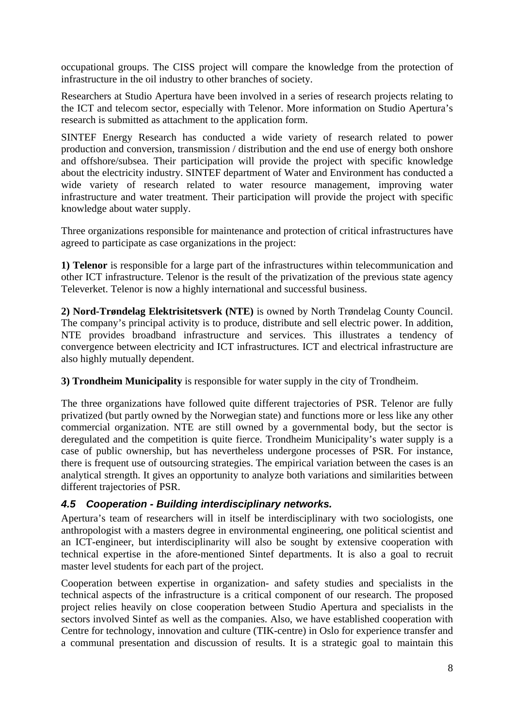occupational groups. The CISS project will compare the knowledge from the protection of infrastructure in the oil industry to other branches of society.

Researchers at Studio Apertura have been involved in a series of research projects relating to the ICT and telecom sector, especially with Telenor. More information on Studio Apertura's research is submitted as attachment to the application form.

SINTEF Energy Research has conducted a wide variety of research related to power production and conversion, transmission / distribution and the end use of energy both onshore and offshore/subsea. Their participation will provide the project with specific knowledge about the electricity industry. SINTEF department of Water and Environment has conducted a wide variety of research related to water resource management, improving water infrastructure and water treatment. Their participation will provide the project with specific knowledge about water supply.

Three organizations responsible for maintenance and protection of critical infrastructures have agreed to participate as case organizations in the project:

**1) Telenor** is responsible for a large part of the infrastructures within telecommunication and other ICT infrastructure. Telenor is the result of the privatization of the previous state agency Televerket. Telenor is now a highly international and successful business.

**2) Nord-Trøndelag Elektrisitetsverk (NTE)** is owned by North Trøndelag County Council. The company's principal activity is to produce, distribute and sell electric power. In addition, NTE provides broadband infrastructure and services. This illustrates a tendency of convergence between electricity and ICT infrastructures. ICT and electrical infrastructure are also highly mutually dependent.

**3) Trondheim Municipality** is responsible for water supply in the city of Trondheim.

The three organizations have followed quite different trajectories of PSR. Telenor are fully privatized (but partly owned by the Norwegian state) and functions more or less like any other commercial organization. NTE are still owned by a governmental body, but the sector is deregulated and the competition is quite fierce. Trondheim Municipality's water supply is a case of public ownership, but has nevertheless undergone processes of PSR. For instance, there is frequent use of outsourcing strategies. The empirical variation between the cases is an analytical strength. It gives an opportunity to analyze both variations and similarities between different trajectories of PSR.

### *4.5 Cooperation - Building interdisciplinary networks.*

Apertura's team of researchers will in itself be interdisciplinary with two sociologists, one anthropologist with a masters degree in environmental engineering, one political scientist and an ICT-engineer, but interdisciplinarity will also be sought by extensive cooperation with technical expertise in the afore-mentioned Sintef departments. It is also a goal to recruit master level students for each part of the project.

Cooperation between expertise in organization- and safety studies and specialists in the technical aspects of the infrastructure is a critical component of our research. The proposed project relies heavily on close cooperation between Studio Apertura and specialists in the sectors involved Sintef as well as the companies. Also, we have established cooperation with Centre for technology, innovation and culture (TIK-centre) in Oslo for experience transfer and a communal presentation and discussion of results. It is a strategic goal to maintain this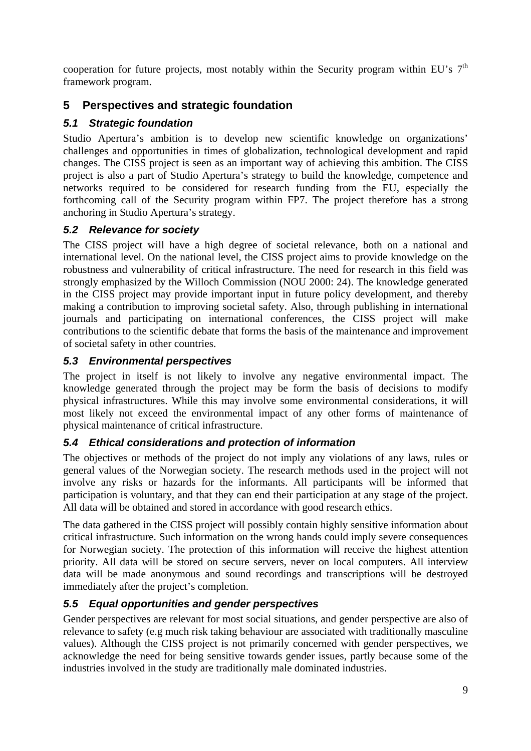cooperation for future projects, most notably within the Security program within EU's 7th framework program.

# 5 Perspectives and strategic foundation

## 5.1 Strategic foundation

Studio Apertura's ambition is to develop new scientific knowledge on organizations' challenges and opportunities in times of globalization, technological development and rapid changes. The CISS project is seen as an important way of achieving this ambition. The CISS project is also a part of Studio Apertura's strategy to build the knowledge, competence and networks required to be considered for research funding from the EU, especially the forthcoming call of the Security program within FP7. The project therefore has a strong anchoring in Studio Apertura's strategy.

## 5.2 Relevance for society

The CISS project will have a high degree of societal relevance, both on a national and international level. On the national level, the CISS project aims to provide knowledge on the robustness and vulnerability of critical infrastructure. The need for research in this field was strongly emphasized by the Willoch Commission (NOU 2000: 24). The knowledge generated in the CISS project may provide important input in future policy development, and thereby making a contribution to improving societal safety. Also, through publishing in international journals and participating on international conferences, the CISS project will make contributions to the scientific debate that forms the basis of the maintenance and improvement of societal safety in other countries.

## 5.3 Environmental perspectives

The project in itself is not likely to involve any negative environmental impact. The knowledge generated through the project may be form the basis of decisions to modify physical infrastructures. While this may involve some environmental considerations, it will most likely not exceed the environmental impact of any other forms of maintenance of physical maintenance of critical infrastructure.

## 5.4 Ethical considerations and protection of information

The objectives or methods of the project do not imply any violations of any laws, rules or general values of the Norwegian society. The research methods used in the project will not involve any risks or hazards for the informants. All participants will be informed that participation is voluntary, and that they can end their participation at any stage of the project. All data will be obtained and stored in accordance with good research ethics.

The data gathered in the CISS project will possibly contain highly sensitive information about critical infrastructure. Such information on the wrong hands could imply severe consequences for Norwegian society. The protection of this information will receive the highest attention priority. All data will be stored on secure servers, never on local computers. All interview data will be made anonymous and sound recordings and transcriptions will be destroyed immediately after the project's completion.

## 5.5 Equal opportunities and gender perspectives

Gender perspectives are relevant for most social situations, and gender perspective are also of relevance to safety (e.g much risk taking behaviour are associated with traditionally masculine values). Although the CISS project is not primarily concerned with gender perspectives, we acknowledge the need for being sensitive towards gender issues, partly because some of the industries involved in the study are traditionally male dominated industries.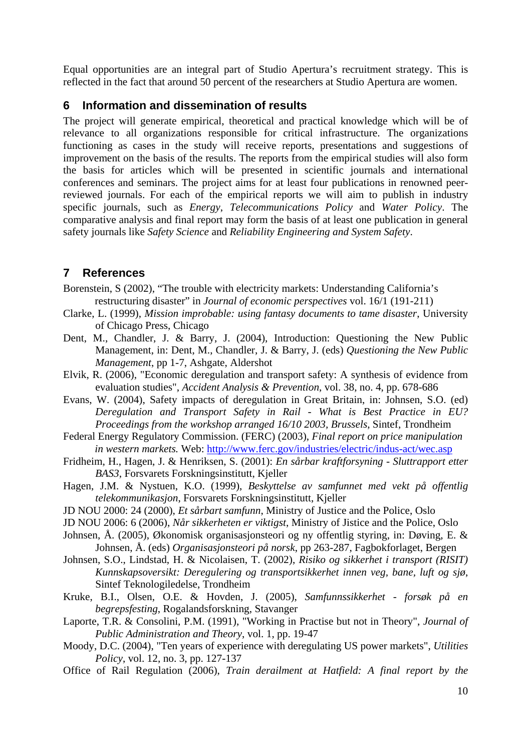Equal opportunities are an integral part of Studio Apertura's recruitment strategy. This is reflected in the fact that around 50 percent of the researchers at Studio Apertura are women.

## 6 Information and dissemination of results

The project will generate empirical, theoretical and practical knowledge which will be of relevance to all organizations responsible for critical infrastructure. The organizations functioning as cases in the study will receive reports, presentations and suggestions of improvement on the basis of the results. The reports from the empirical studies will also form the basis for articles which will be presented in scientific journals and international conferences and seminars. The project aims for at least four publications in renowned peer-reviewed journals. For each of the empirical reports we will aim to publish in industry specific journals, such as *Energy*, *Telecommunications Policy* and *Water Policy*. The comparative analysis and final report may form the basis of at least one publication in general safety journals like *Safety Science* and *Reliability Engineering and System Safety*.

## 7 References

Borenstein, S (2002), "The trouble with electricity markets: Understanding California's restructuring disaster" in *Journal of economic perspectives* vol. 16/1 (191-211)

Clarke, L. (1999), *Mission improbable: using fantasy documents to tame disaster*, University of Chicago Press, Chicago

Dent, M., Chandler, J. & Barry, J. (2004), Introduction: Questioning the New Public Management, in: Dent, M., Chandler, J. & Barry, J. (eds) *Questioning the New Public Management*, pp 1-7, Ashgate, Aldershot

Elvik, R. (2006), "Economic deregulation and transport safety: A synthesis of evidence from evaluation studies", *Accident Analysis & Prevention*, vol. 38, no. 4, pp. 678-686

Evans, W. (2004), Safety impacts of deregulation in Great Britain, in: Johnsen, S.O. (ed) *Deregulation and Transport Safety in Rail - What is Best Practice in EU? Proceedings from the workshop arranged 16/10 2003, Brussels*, Sintef, Trondheim

Federal Energy Regulatory Commission. (FERC) (2003), *Final report on price manipulation in western markets.* Web: http://www.ferc.gov/industries/electric/indus-act/wec.asp

Fridheim, H., Hagen, J. & Henriksen, S. (2001): *En sårbar kraftforsyning - Sluttrapport etter BAS3*, Forsvarets Forskningsinstitutt, Kjeller

Hagen, J.M. & Nystuen, K.O. (1999), *Beskyttelse av samfunnet med vekt på offentlig telekommunikasjon*, Forsvarets Forskningsinstitutt, Kjeller

JD NOU 2000: 24 (2000), *Et sårbart samfunn*, Ministry of Justice and the Police, Oslo

JD NOU 2006: 6 (2006), *Når sikkerheten er viktigst*, Ministry of Jistice and the Police, Oslo

Johnsen, Å. (2005), Økonomisk organisasjonsteori og ny offentlig styring, in: Døving, E. & Johnsen, Å. (eds) *Organisasjonsteori på norsk*, pp 263-287, Fagbokforlaget, Bergen

Johnsen, S.O., Lindstad, H. & Nicolaisen, T. (2002), *Risiko og sikkerhet i transport (RISIT) Kunnskapsoversikt: Deregulering og transportsikkerhet innen veg, bane, luft og sjø*, Sintef Teknologiledelse, Trondheim

Kruke, B.I., Olsen, O.E. & Hovden, J. (2005), *Samfunnssikkerhet - forsøk på en begrepsfesting*, Rogalandsforskning, Stavanger

Laporte, T.R. & Consolini, P.M. (1991), "Working in Practise but not in Theory", *Journal of Public Administration and Theory*, vol. 1, pp. 19-47

Moody, D.C. (2004), "Ten years of experience with deregulating US power markets", *Utilities Policy*, vol. 12, no. 3, pp. 127-137

Office of Rail Regulation (2006), *Train derailment at Hatfield: A final report by the*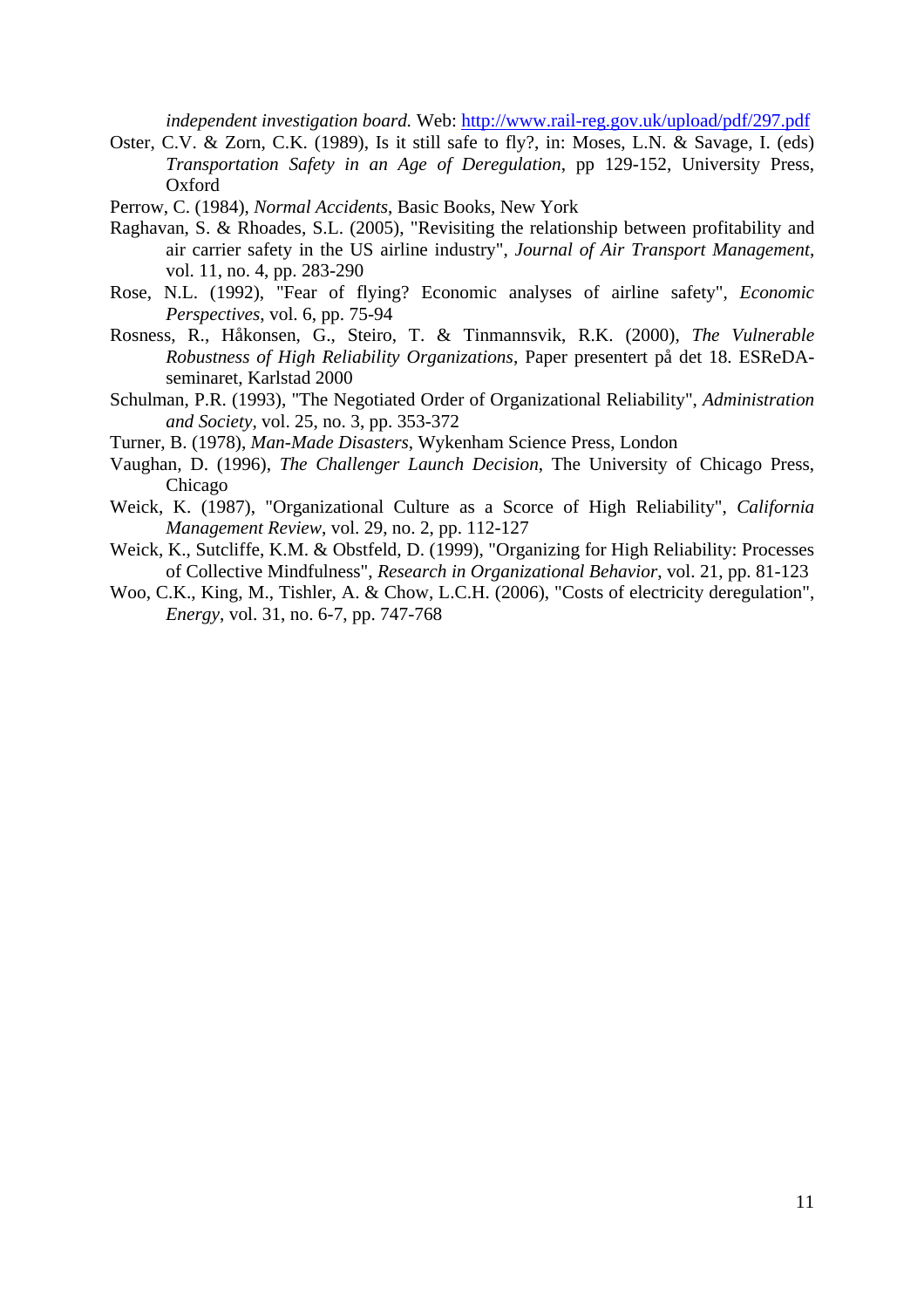*independent investigation board.* Web: http://www.rail-reg.gov.uk/upload/pdf/297.pdf

Oster, C.V. & Zorn, C.K. (1989), Is it still safe to fly?, in: Moses, L.N. & Savage, I. (eds) *Transportation Safety in an Age of Deregulation*, pp 129-152, University Press, Oxford

Perrow, C. (1984), *Normal Accidents*, Basic Books, New York

Raghavan, S. & Rhoades, S.L. (2005), "Revisiting the relationship between profitability and air carrier safety in the US airline industry", *Journal of Air Transport Management*, vol. 11, no. 4, pp. 283-290

Rose, N.L. (1992), "Fear of flying? Economic analyses of airline safety", *Economic Perspectives*, vol. 6, pp. 75-94

Rosness, R., Håkonsen, G., Steiro, T. & Tinmannsvik, R.K. (2000), *The Vulnerable Robustness of High Reliability Organizations*, Paper presentert på det 18. ESReDA-seminaret, Karlstad 2000

Schulman, P.R. (1993), "The Negotiated Order of Organizational Reliability", *Administration and Society*, vol. 25, no. 3, pp. 353-372

Turner, B. (1978), *Man-Made Disasters*, Wykenham Science Press, London

Vaughan, D. (1996), *The Challenger Launch Decision*, The University of Chicago Press, Chicago

Weick, K. (1987), "Organizational Culture as a Scorce of High Reliability", *California Management Review*, vol. 29, no. 2, pp. 112-127

Weick, K., Sutcliffe, K.M. & Obstfeld, D. (1999), "Organizing for High Reliability: Processes of Collective Mindfulness", *Research in Organizational Behavior*, vol. 21, pp. 81-123

Woo, C.K., King, M., Tishler, A. & Chow, L.C.H. (2006), "Costs of electricity deregulation", *Energy*, vol. 31, no. 6-7, pp. 747-768